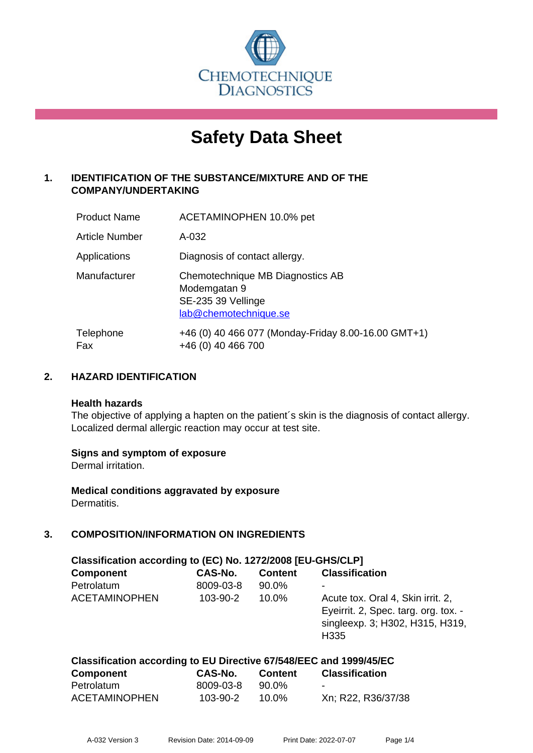CHEMOTECHNIQUE DIAGNOSTICS

# Safety Data Sheet

## 1. IDENTIFICATION OF THE SUBSTANCE/MIXTURE AND OF THE COMPANY/UNDERTAKING

| | |
|---|---|
| Product Name | ACETAMINOPHEN 10.0% pet |
| Article Number | A-032 |
| Applications | Diagnosis of contact allergy. |
| Manufacturer | Chemotechnique MB Diagnostics AB<br>Modemgatan 9<br>SE-235 39 Vellinge<br>lab@chemotechnique.se |
| Telephone<br>Fax | +46 (0) 40 466 077 (Monday-Friday 8.00-16.00 GMT+1)<br>+46 (0) 40 466 700 |

## 2. HAZARD IDENTIFICATION

**Health hazards**
The objective of applying a hapten on the patient´s skin is the diagnosis of contact allergy. Localized dermal allergic reaction may occur at test site.

**Signs and symptom of exposure**
Dermal irritation.

**Medical conditions aggravated by exposure**
Dermatitis.

## 3. COMPOSITION/INFORMATION ON INGREDIENTS

**Classification according to (EC) No. 1272/2008 [EU-GHS/CLP]**

| Component | CAS-No. | Content | Classification |
|---|---|---|---|
| Petrolatum | 8009-03-8 | 90.0% | - |
| ACETAMINOPHEN | 103-90-2 | 10.0% | Acute tox. Oral 4, Skin irrit. 2, Eyeirrit. 2, Spec. targ. org. tox. - singleexp. 3; H302, H315, H319, H335 |

**Classification according to EU Directive 67/548/EEC and 1999/45/EC**

| Component | CAS-No. | Content | Classification |
|---|---|---|---|
| Petrolatum | 8009-03-8 | 90.0% | - |
| ACETAMINOPHEN | 103-90-2 | 10.0% | Xn; R22, R36/37/38 |

A-032 Version 3 Revision Date: 2014-09-09 Print Date: 2022-07-07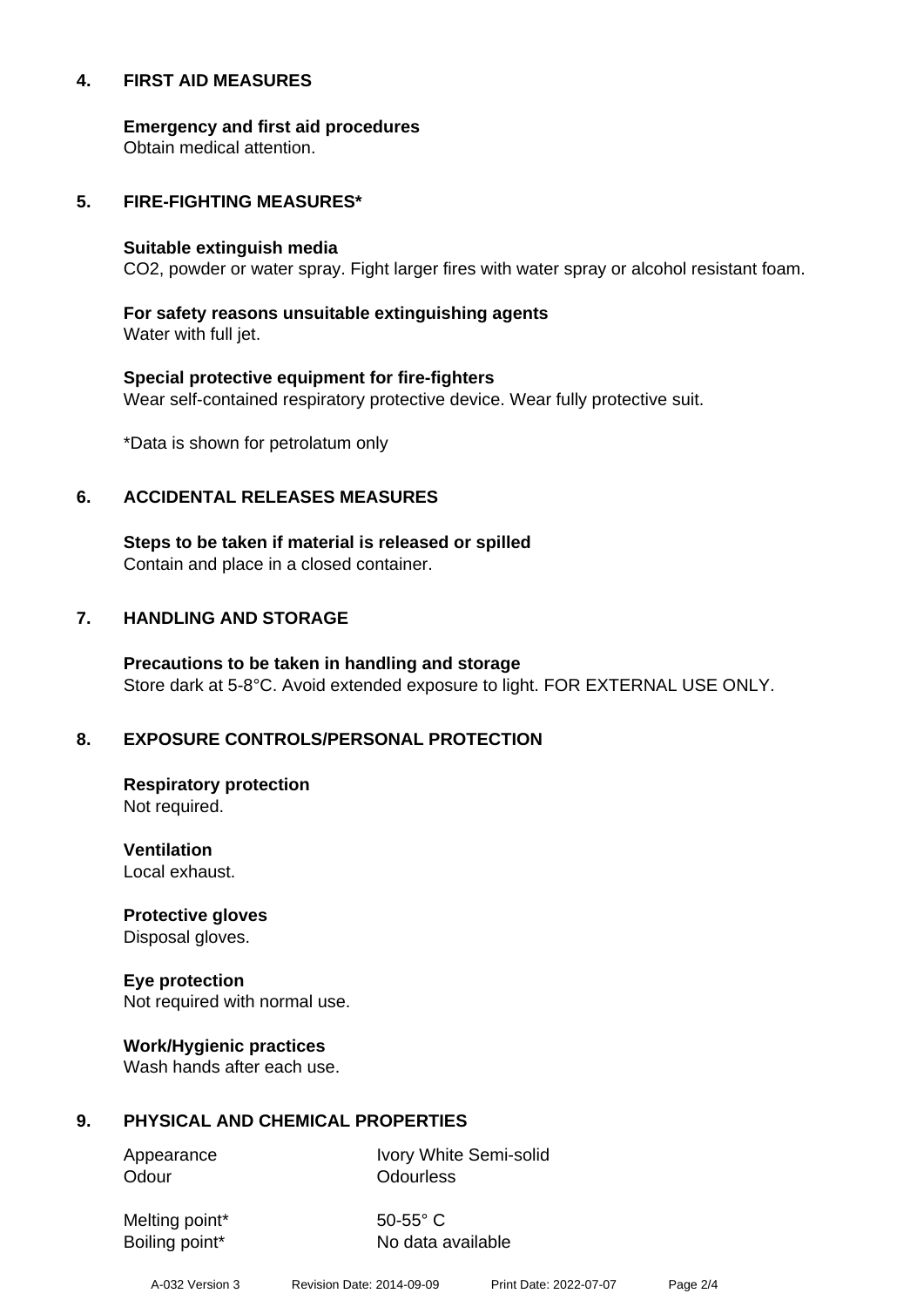## 4. FIRST AID MEASURES

**Emergency and first aid procedures**
Obtain medical attention.

## 5. FIRE-FIGHTING MEASURES*

**Suitable extinguish media**
$CO_2$, powder or water spray. Fight larger fires with water spray or alcohol resistant foam.

**For safety reasons unsuitable extinguishing agents**
Water with full jet.

**Special protective equipment for fire-fighters**
Wear self-contained respiratory protective device. Wear fully protective suit.

*Data is shown for petrolatum only

## 6. ACCIDENTAL RELEASES MEASURES

**Steps to be taken if material is released or spilled**
Contain and place in a closed container.

## 7. HANDLING AND STORAGE

**Precautions to be taken in handling and storage**
Store dark at 5-8°C. Avoid extended exposure to light. FOR EXTERNAL USE ONLY.

## 8. EXPOSURE CONTROLS/PERSONAL PROTECTION

**Respiratory protection**
Not required.

**Ventilation**
Local exhaust.

**Protective gloves**
Disposal gloves.

**Eye protection**
Not required with normal use.

**Work/Hygienic practices**
Wash hands after each use.

## 9. PHYSICAL AND CHEMICAL PROPERTIES

| | |
|---|---|
| Appearance | Ivory White Semi-solid |
| Odour | Odourless |
| Melting point* | 50-55° C |
| Boiling point* | No data available |

A-032 Version 3 Revision Date: 2014-09-09 Print Date: 2022-07-07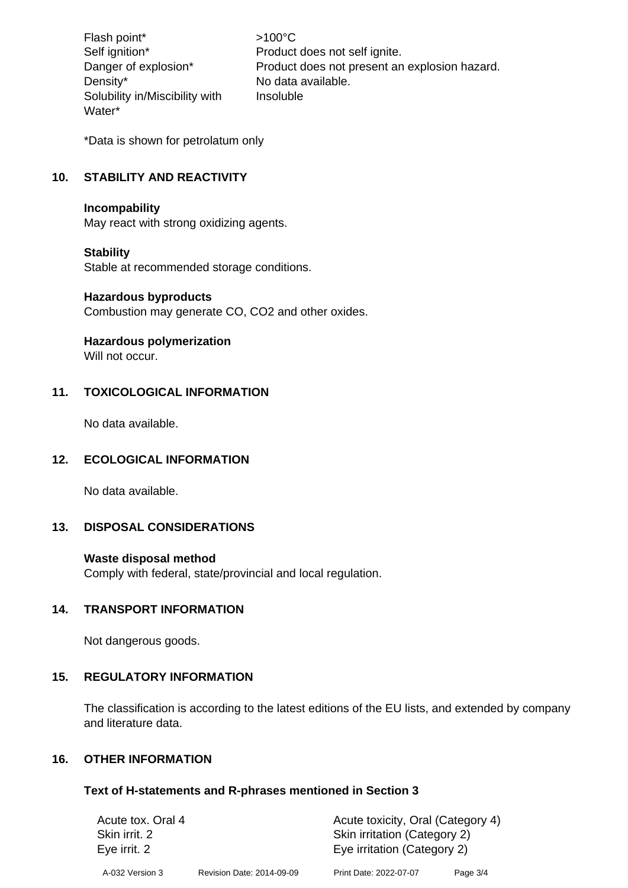| | |
|---|---|
| Flash point* | >100°C |
| Self ignition* | Product does not self ignite. |
| Danger of explosion* | Product does not present an explosion hazard. |
| Density* | No data available. |
| Solubility in/Miscibility with Water* | Insoluble |

*Data is shown for petrolatum only

## 10. STABILITY AND REACTIVITY

**Incompability**
May react with strong oxidizing agents.

**Stability**
Stable at recommended storage conditions.

**Hazardous byproducts**
Combustion may generate CO, $CO_2$ and other oxides.

**Hazardous polymerization**
Will not occur.

## 11. TOXICOLOGICAL INFORMATION

No data available.

## 12. ECOLOGICAL INFORMATION

No data available.

## 13. DISPOSAL CONSIDERATIONS

**Waste disposal method**
Comply with federal, state/provincial and local regulation.

## 14. TRANSPORT INFORMATION

Not dangerous goods.

## 15. REGULATORY INFORMATION

The classification is according to the latest editions of the EU lists, and extended by company and literature data.

## 16. OTHER INFORMATION

### Text of H-statements and R-phrases mentioned in Section 3

| | |
|---|---|
| Acute tox. Oral 4 | Acute toxicity, Oral (Category 4) |
| Skin irrit. 2 | Skin irritation (Category 2) |
| Eye irrit. 2 | Eye irritation (Category 2) |

A-032 Version 3 Revision Date: 2014-09-09 Print Date: 2022-07-07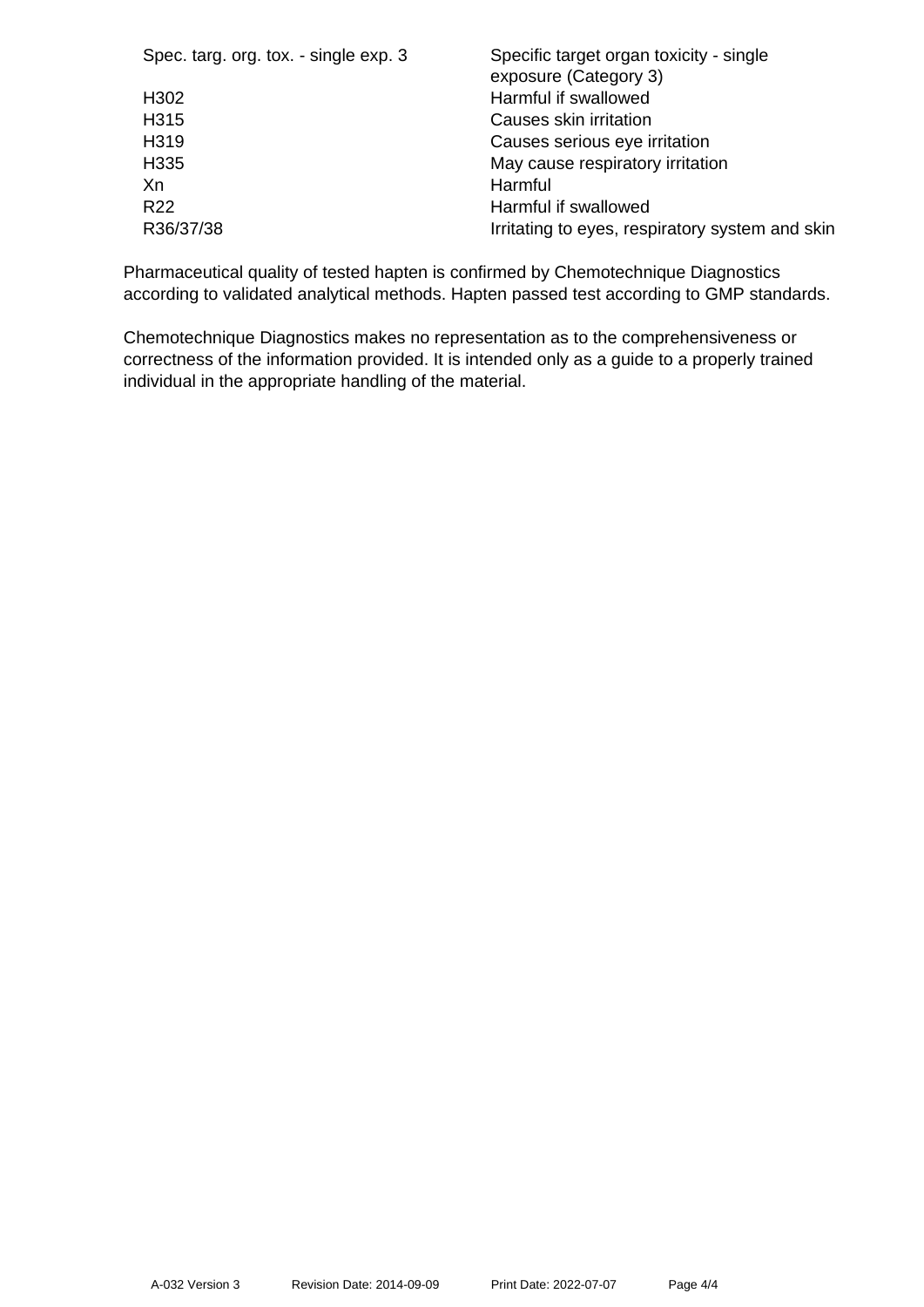| | |
|---|---|
| Spec. targ. org. tox. - single exp. 3 | Specific target organ toxicity - single exposure (Category 3) |
| H302 | Harmful if swallowed |
| H315 | Causes skin irritation |
| H319 | Causes serious eye irritation |
| H335 | May cause respiratory irritation |
| Xn | Harmful |
| R22 | Harmful if swallowed |
| R36/37/38 | Irritating to eyes, respiratory system and skin |

Pharmaceutical quality of tested hapten is confirmed by Chemotechnique Diagnostics according to validated analytical methods. Hapten passed test according to GMP standards.

Chemotechnique Diagnostics makes no representation as to the comprehensiveness or correctness of the information provided. It is intended only as a guide to a properly trained individual in the appropriate handling of the material.